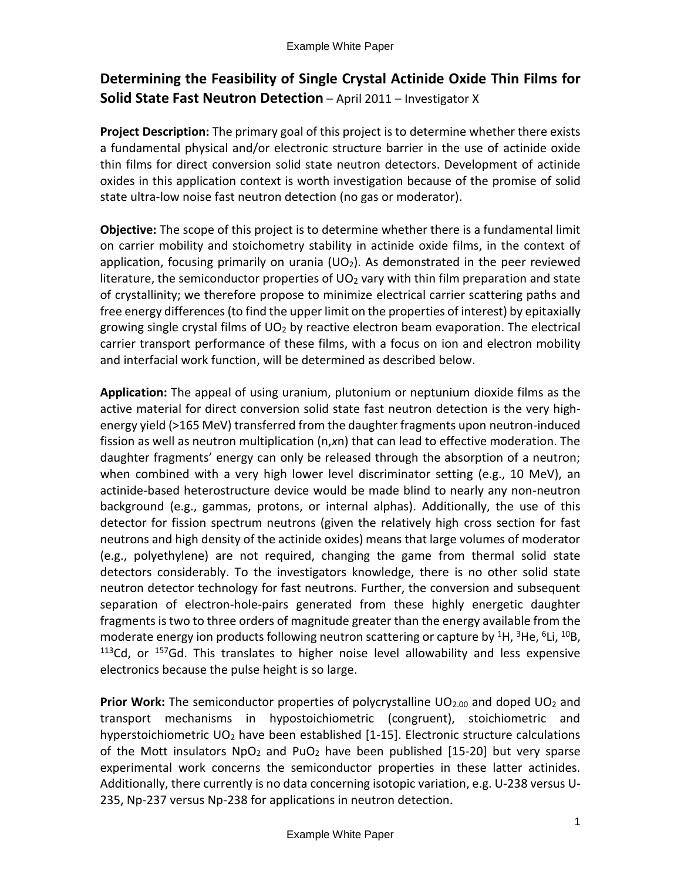# Determining the Feasibility of Single Crystal Actinide Oxide Thin Films for Solid State Fast Neutron Detection – April 2011 – Investigator X

**Project Description:** The primary goal of this project is to determine whether there exists a fundamental physical and/or electronic structure barrier in the use of actinide oxide thin films for direct conversion solid state neutron detectors. Development of actinide oxides in this application context is worth investigation because of the promise of solid state ultra-low noise fast neutron detection (no gas or moderator).

**Objective:** The scope of this project is to determine whether there is a fundamental limit on carrier mobility and stoichometry stability in actinide oxide films, in the context of application, focusing primarily on urania ($UO_2$). As demonstrated in the peer reviewed literature, the semiconductor properties of $UO_2$ vary with thin film preparation and state of crystallinity; we therefore propose to minimize electrical carrier scattering paths and free energy differences (to find the upper limit on the properties of interest) by epitaxially growing single crystal films of $UO_2$ by reactive electron beam evaporation. The electrical carrier transport performance of these films, with a focus on ion and electron mobility and interfacial work function, will be determined as described below.

**Application:** The appeal of using uranium, plutonium or neptunium dioxide films as the active material for direct conversion solid state fast neutron detection is the very high-energy yield (>165 MeV) transferred from the daughter fragments upon neutron-induced fission as well as neutron multiplication (n,*x*n) that can lead to effective moderation. The daughter fragments' energy can only be released through the absorption of a neutron; when combined with a very high lower level discriminator setting (e.g., 10 MeV), an actinide-based heterostructure device would be made blind to nearly any non-neutron background (e.g., gammas, protons, or internal alphas). Additionally, the use of this detector for fission spectrum neutrons (given the relatively high cross section for fast neutrons and high density of the actinide oxides) means that large volumes of moderator (e.g., polyethylene) are not required, changing the game from thermal solid state detectors considerably. To the investigators knowledge, there is no other solid state neutron detector technology for fast neutrons. Further, the conversion and subsequent separation of electron-hole-pairs generated from these highly energetic daughter fragments is two to three orders of magnitude greater than the energy available from the moderate energy ion products following neutron scattering or capture by $^{1}H$, $^{3}He$, $^{6}Li$, $^{10}B$, $^{113}Cd$, or $^{157}Gd$. This translates to higher noise level allowability and less expensive electronics because the pulse height is so large.

**Prior Work:** The semiconductor properties of polycrystalline $UO_{2.00}$ and doped $UO_2$ and transport mechanisms in hypostoichiometric (congruent), stoichiometric and hyperstoichiometric $UO_2$ have been established [1-15]. Electronic structure calculations of the Mott insulators $NpO_2$ and $PuO_2$ have been published [15-20] but very sparse experimental work concerns the semiconductor properties in these latter actinides. Additionally, there currently is no data concerning isotopic variation, e.g. U-238 versus U-235, Np-237 versus Np-238 for applications in neutron detection.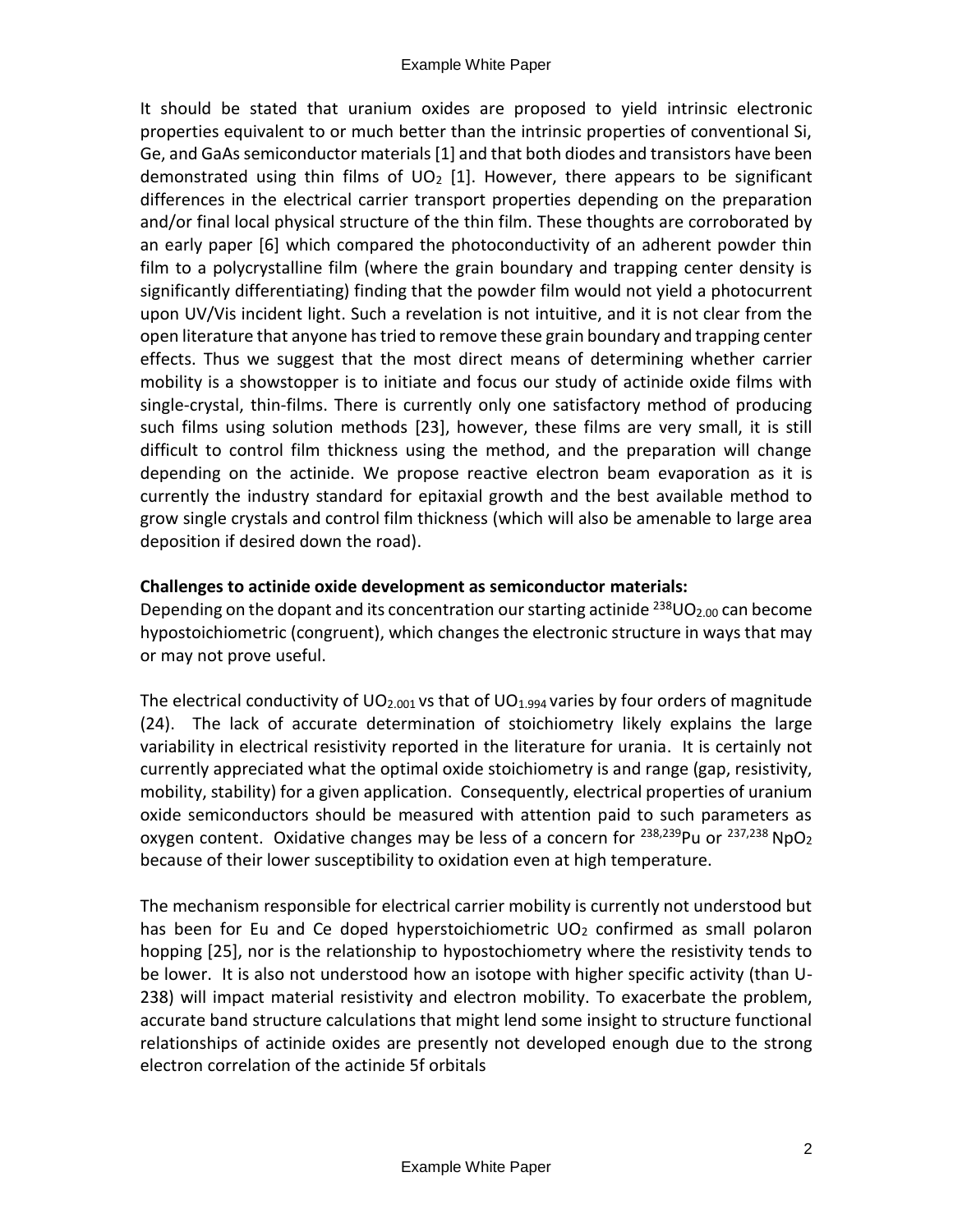It should be stated that uranium oxides are proposed to yield intrinsic electronic properties equivalent to or much better than the intrinsic properties of conventional Si, Ge, and GaAs semiconductor materials [1] and that both diodes and transistors have been demonstrated using thin films of $UO_2$ [1]. However, there appears to be significant differences in the electrical carrier transport properties depending on the preparation and/or final local physical structure of the thin film. These thoughts are corroborated by an early paper [6] which compared the photoconductivity of an adherent powder thin film to a polycrystalline film (where the grain boundary and trapping center density is significantly differentiating) finding that the powder film would not yield a photocurrent upon UV/Vis incident light. Such a revelation is not intuitive, and it is not clear from the open literature that anyone has tried to remove these grain boundary and trapping center effects. Thus we suggest that the most direct means of determining whether carrier mobility is a showstopper is to initiate and focus our study of actinide oxide films with single-crystal, thin-films. There is currently only one satisfactory method of producing such films using solution methods [23], however, these films are very small, it is still difficult to control film thickness using the method, and the preparation will change depending on the actinide. We propose reactive electron beam evaporation as it is currently the industry standard for epitaxial growth and the best available method to grow single crystals and control film thickness (which will also be amenable to large area deposition if desired down the road).

**Challenges to actinide oxide development as semiconductor materials:**

Depending on the dopant and its concentration our starting actinide $^{238}UO_{2.00}$ can become hypostoichiometric (congruent), which changes the electronic structure in ways that may or may not prove useful.

The electrical conductivity of $UO_{2.001}$ vs that of $UO_{1.994}$ varies by four orders of magnitude (24). The lack of accurate determination of stoichiometry likely explains the large variability in electrical resistivity reported in the literature for urania. It is certainly not currently appreciated what the optimal oxide stoichiometry is and range (gap, resistivity, mobility, stability) for a given application. Consequently, electrical properties of uranium oxide semiconductors should be measured with attention paid to such parameters as oxygen content. Oxidative changes may be less of a concern for $^{238,239}Pu$ or $^{237,238}NpO_2$ because of their lower susceptibility to oxidation even at high temperature.

The mechanism responsible for electrical carrier mobility is currently not understood but has been for Eu and Ce doped hyperstoichiometric $UO_2$ confirmed as small polaron hopping [25], nor is the relationship to hypostochiometry where the resistivity tends to be lower. It is also not understood how an isotope with higher specific activity (than U-238) will impact material resistivity and electron mobility. To exacerbate the problem, accurate band structure calculations that might lend some insight to structure functional relationships of actinide oxides are presently not developed enough due to the strong electron correlation of the actinide 5f orbitals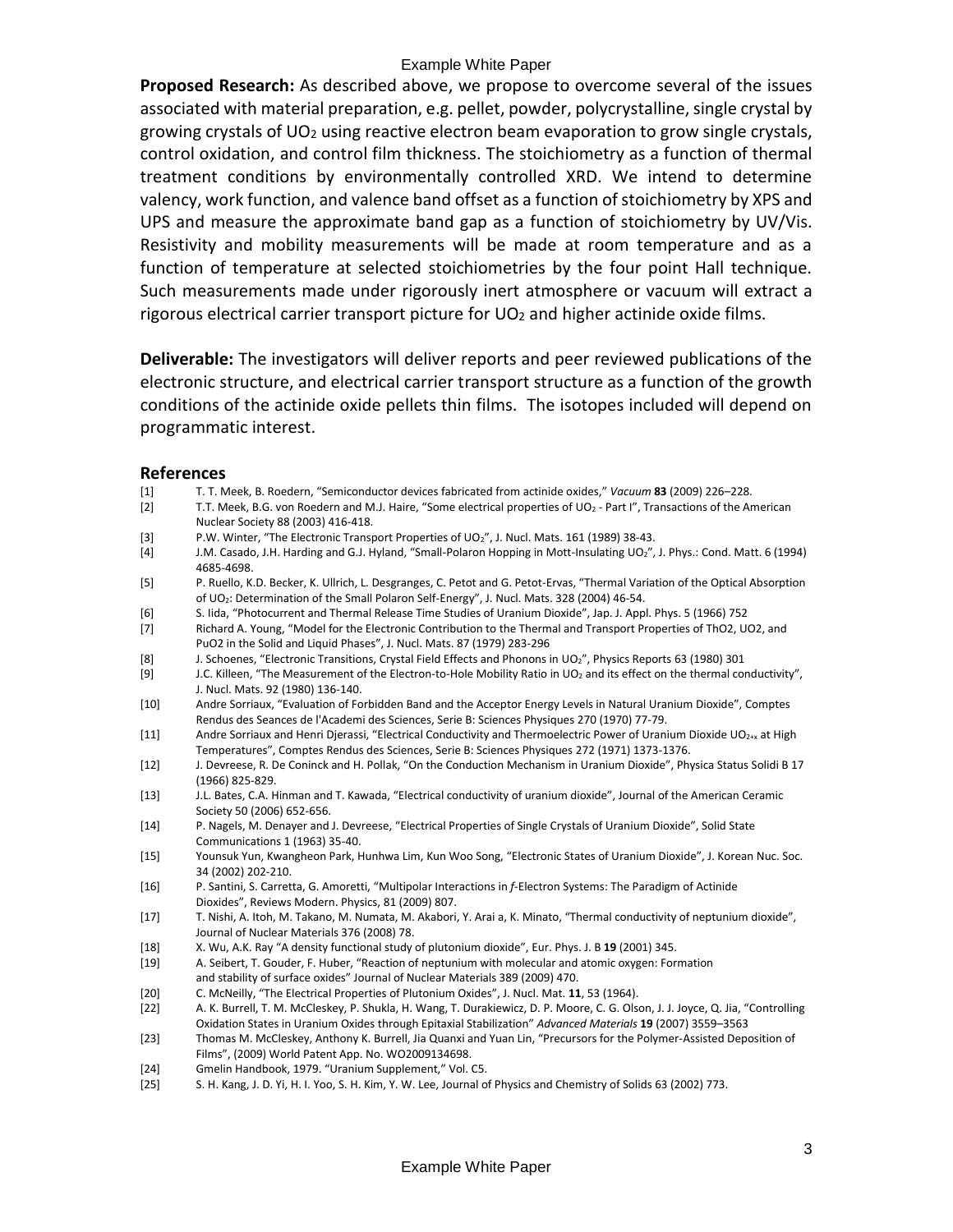**Proposed Research:** As described above, we propose to overcome several of the issues associated with material preparation, e.g. pellet, powder, polycrystalline, single crystal by growing crystals of $UO_2$ using reactive electron beam evaporation to grow single crystals, control oxidation, and control film thickness. The stoichiometry as a function of thermal treatment conditions by environmentally controlled XRD. We intend to determine valency, work function, and valence band offset as a function of stoichiometry by XPS and UPS and measure the approximate band gap as a function of stoichiometry by UV/Vis. Resistivity and mobility measurements will be made at room temperature and as a function of temperature at selected stoichiometries by the four point Hall technique. Such measurements made under rigorously inert atmosphere or vacuum will extract a rigorous electrical carrier transport picture for $UO_2$ and higher actinide oxide films.

**Deliverable:** The investigators will deliver reports and peer reviewed publications of the electronic structure, and electrical carrier transport structure as a function of the growth conditions of the actinide oxide pellets thin films. The isotopes included will depend on programmatic interest.

## References

[1] T. T. Meek, B. Roedern, "Semiconductor devices fabricated from actinide oxides," *Vacuum* **83** (2009) 226–228.

[2] T.T. Meek, B.G. von Roedern and M.J. Haire, "Some electrical properties of $UO_2$ - Part I", Transactions of the American Nuclear Society 88 (2003) 416-418.

[3] P.W. Winter, "The Electronic Transport Properties of $UO_2$", J. Nucl. Mats. 161 (1989) 38-43.

[4] J.M. Casado, J.H. Harding and G.J. Hyland, "Small-Polaron Hopping in Mott-Insulating $UO_2$", J. Phys.: Cond. Matt. 6 (1994) 4685-4698.

[5] P. Ruello, K.D. Becker, K. Ullrich, L. Desgranges, C. Petot and G. Petot-Ervas, "Thermal Variation of the Optical Absorption of $UO_2$: Determination of the Small Polaron Self-Energy", J. Nucl. Mats. 328 (2004) 46-54.

[6] S. Iida, "Photocurrent and Thermal Release Time Studies of Uranium Dioxide", Jap. J. Appl. Phys. 5 (1966) 752

[7] Richard A. Young, "Model for the Electronic Contribution to the Thermal and Transport Properties of ThO2, UO2, and PuO2 in the Solid and Liquid Phases", J. Nucl. Mats. 87 (1979) 283-296

[8] J. Schoenes, "Electronic Transitions, Crystal Field Effects and Phonons in $UO_2$", Physics Reports 63 (1980) 301

[9] J.C. Killeen, "The Measurement of the Electron-to-Hole Mobility Ratio in $UO_2$ and its effect on the thermal conductivity", J. Nucl. Mats. 92 (1980) 136-140.

[10] Andre Sorriaux, "Evaluation of Forbidden Band and the Acceptor Energy Levels in Natural Uranium Dioxide", Comptes Rendus des Seances de l'Academi des Sciences, Serie B: Sciences Physiques 270 (1970) 77-79.

[11] Andre Sorriaux and Henri Djerassi, "Electrical Conductivity and Thermoelectric Power of Uranium Dioxide $UO_{2+x}$ at High Temperatures", Comptes Rendus des Sciences, Serie B: Sciences Physiques 272 (1971) 1373-1376.

[12] J. Devreese, R. De Coninck and H. Pollak, "On the Conduction Mechanism in Uranium Dioxide", Physica Status Solidi B 17 (1966) 825-829.

[13] J.L. Bates, C.A. Hinman and T. Kawada, "Electrical conductivity of uranium dioxide", Journal of the American Ceramic Society 50 (2006) 652-656.

[14] P. Nagels, M. Denayer and J. Devreese, "Electrical Properties of Single Crystals of Uranium Dioxide", Solid State Communications 1 (1963) 35-40.

[15] Younsuk Yun, Kwangheon Park, Hunhwa Lim, Kun Woo Song, "Electronic States of Uranium Dioxide", J. Korean Nuc. Soc. 34 (2002) 202-210.

[16] P. Santini, S. Carretta, G. Amoretti, "Multipolar Interactions in *f*-Electron Systems: The Paradigm of Actinide Dioxides", Reviews Modern. Physics, 81 (2009) 807.

[17] T. Nishi, A. Itoh, M. Takano, M. Numata, M. Akabori, Y. Arai a, K. Minato, "Thermal conductivity of neptunium dioxide", Journal of Nuclear Materials 376 (2008) 78.

[18] X. Wu, A.K. Ray "A density functional study of plutonium dioxide", Eur. Phys. J. B **19** (2001) 345.

[19] A. Seibert, T. Gouder, F. Huber, "Reaction of neptunium with molecular and atomic oxygen: Formation and stability of surface oxides" Journal of Nuclear Materials 389 (2009) 470.

[20] C. McNeilly, "The Electrical Properties of Plutonium Oxides", J. Nucl. Mat. **11**, 53 (1964).

[22] A. K. Burrell, T. M. McCleskey, P. Shukla, H. Wang, T. Durakiewicz, D. P. Moore, C. G. Olson, J. J. Joyce, Q. Jia, "Controlling Oxidation States in Uranium Oxides through Epitaxial Stabilization" *Advanced Materials* **19** (2007) 3559–3563

[23] Thomas M. McCleskey, Anthony K. Burrell, Jia Quanxi and Yuan Lin, "Precursors for the Polymer-Assisted Deposition of Films", (2009) World Patent App. No. WO2009134698.

[24] Gmelin Handbook, 1979. "Uranium Supplement," Vol. C5.

[25] S. H. Kang, J. D. Yi, H. I. Yoo, S. H. Kim, Y. W. Lee, Journal of Physics and Chemistry of Solids 63 (2002) 773.